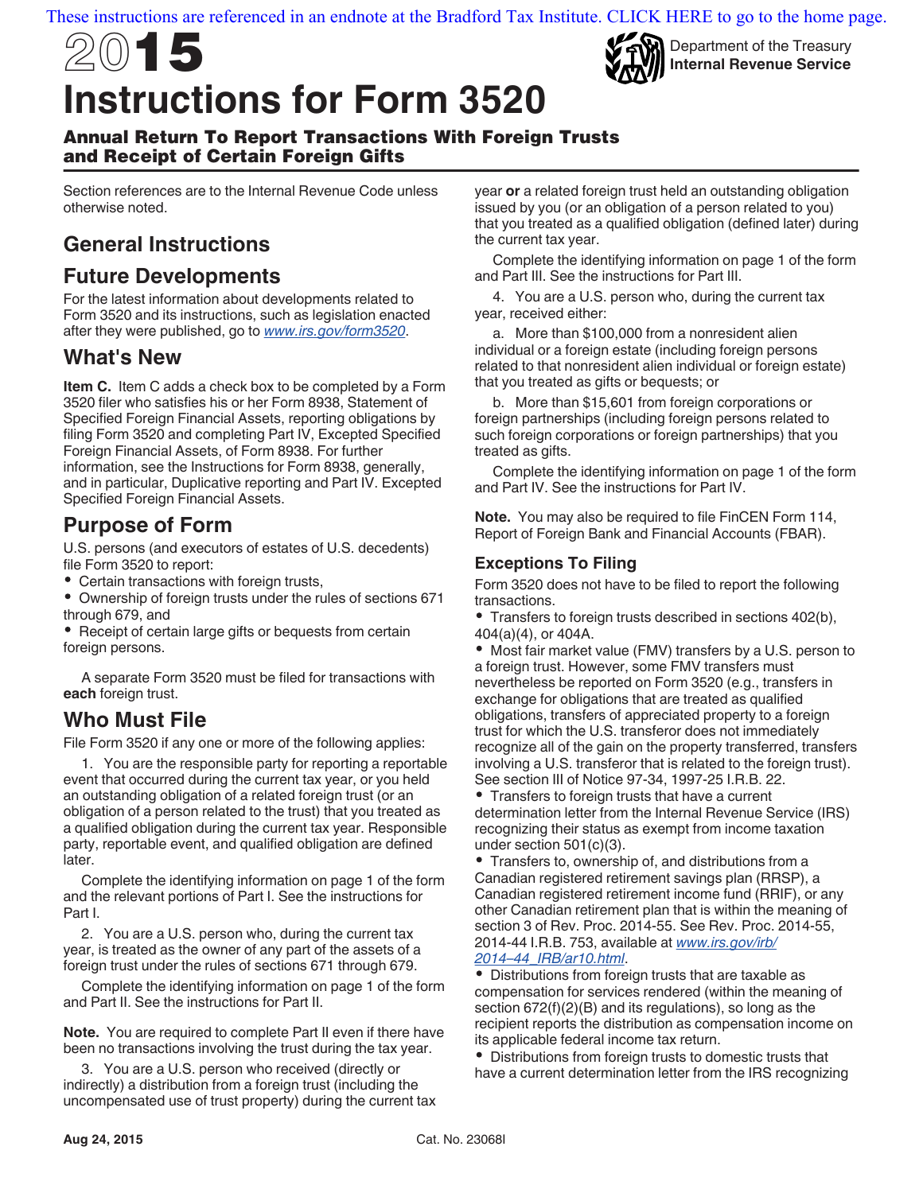These instructions are referenced in an endnote at the Bradford Tax Institute. CLICK HERE to go to the home page.

# 2015 Instructions for Form 3520

Department of the Treasury
Internal Revenue Service

## Annual Return To Report Transactions With Foreign Trusts and Receipt of Certain Foreign Gifts

Section references are to the Internal Revenue Code unless otherwise noted.

## General Instructions

## Future Developments

For the latest information about developments related to Form 3520 and its instructions, such as legislation enacted after they were published, go to *www.irs.gov/form3520*.

## What's New

**Item C.** Item C adds a check box to be completed by a Form 3520 filer who satisfies his or her Form 8938, Statement of Specified Foreign Financial Assets, reporting obligations by filing Form 3520 and completing Part IV, Excepted Specified Foreign Financial Assets, of Form 8938. For further information, see the Instructions for Form 8938, generally, and in particular, Duplicative reporting and Part IV. Excepted Specified Foreign Financial Assets.

## Purpose of Form

U.S. persons (and executors of estates of U.S. decedents) file Form 3520 to report:

- Certain transactions with foreign trusts,
- Ownership of foreign trusts under the rules of sections 671 through 679, and
- Receipt of certain large gifts or bequests from certain foreign persons.

A separate Form 3520 must be filed for transactions with **each** foreign trust.

## Who Must File

File Form 3520 if any one or more of the following applies:

1. You are the responsible party for reporting a reportable event that occurred during the current tax year, or you held an outstanding obligation of a related foreign trust (or an obligation of a person related to the trust) that you treated as a qualified obligation during the current tax year. Responsible party, reportable event, and qualified obligation are defined later.

Complete the identifying information on page 1 of the form and the relevant portions of Part I. See the instructions for Part I.

2. You are a U.S. person who, during the current tax year, is treated as the owner of any part of the assets of a foreign trust under the rules of sections 671 through 679.

Complete the identifying information on page 1 of the form and Part II. See the instructions for Part II.

**Note.** You are required to complete Part II even if there have been no transactions involving the trust during the tax year.

3. You are a U.S. person who received (directly or indirectly) a distribution from a foreign trust (including the uncompensated use of trust property) during the current tax year **or** a related foreign trust held an outstanding obligation issued by you (or an obligation of a person related to you) that you treated as a qualified obligation (defined later) during the current tax year.

Complete the identifying information on page 1 of the form and Part III. See the instructions for Part III.

4. You are a U.S. person who, during the current tax year, received either:

a. More than $100,000 from a nonresident alien individual or a foreign estate (including foreign persons related to that nonresident alien individual or foreign estate) that you treated as gifts or bequests; or

b. More than $15,601 from foreign corporations or foreign partnerships (including foreign persons related to such foreign corporations or foreign partnerships) that you treated as gifts.

Complete the identifying information on page 1 of the form and Part IV. See the instructions for Part IV.

**Note.** You may also be required to file FinCEN Form 114, Report of Foreign Bank and Financial Accounts (FBAR).

### Exceptions To Filing

Form 3520 does not have to be filed to report the following transactions.

- Transfers to foreign trusts described in sections 402(b), 404(a)(4), or 404A.
- Most fair market value (FMV) transfers by a U.S. person to a foreign trust. However, some FMV transfers must nevertheless be reported on Form 3520 (e.g., transfers in exchange for obligations that are treated as qualified obligations, transfers of appreciated property to a foreign trust for which the U.S. transferor does not immediately recognize all of the gain on the property transferred, transfers involving a U.S. transferor that is related to the foreign trust). See section III of Notice 97-34, 1997-25 I.R.B. 22.
- Transfers to foreign trusts that have a current determination letter from the Internal Revenue Service (IRS) recognizing their status as exempt from income taxation under section 501(c)(3).
- Transfers to, ownership of, and distributions from a Canadian registered retirement savings plan (RRSP), a Canadian registered retirement income fund (RRIF), or any other Canadian retirement plan that is within the meaning of section 3 of Rev. Proc. 2014-55. See Rev. Proc. 2014-55, 2014-44 I.R.B. 753, available at *www.irs.gov/irb/2014–44_IRB/ar10.html*.
- Distributions from foreign trusts that are taxable as compensation for services rendered (within the meaning of section 672(f)(2)(B) and its regulations), so long as the recipient reports the distribution as compensation income on its applicable federal income tax return.
- Distributions from foreign trusts to domestic trusts that have a current determination letter from the IRS recognizing

Aug 24, 2015 Cat. No. 23068I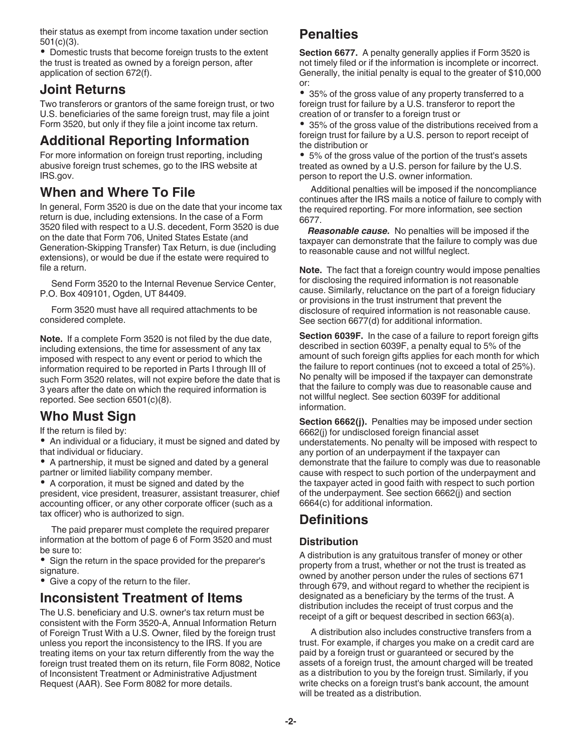their status as exempt from income taxation under section 501(c)(3).

- Domestic trusts that become foreign trusts to the extent the trust is treated as owned by a foreign person, after application of section 672(f).

## Joint Returns

Two transferors or grantors of the same foreign trust, or two U.S. beneficiaries of the same foreign trust, may file a joint Form 3520, but only if they file a joint income tax return.

## Additional Reporting Information

For more information on foreign trust reporting, including abusive foreign trust schemes, go to the IRS website at IRS.gov.

## When and Where To File

In general, Form 3520 is due on the date that your income tax return is due, including extensions. In the case of a Form 3520 filed with respect to a U.S. decedent, Form 3520 is due on the date that Form 706, United States Estate (and Generation-Skipping Transfer) Tax Return, is due (including extensions), or would be due if the estate were required to file a return.

Send Form 3520 to the Internal Revenue Service Center, P.O. Box 409101, Ogden, UT 84409.

Form 3520 must have all required attachments to be considered complete.

**Note.** If a complete Form 3520 is not filed by the due date, including extensions, the time for assessment of any tax imposed with respect to any event or period to which the information required to be reported in Parts I through III of such Form 3520 relates, will not expire before the date that is 3 years after the date on which the required information is reported. See section 6501(c)(8).

## Who Must Sign

If the return is filed by:

- An individual or a fiduciary, it must be signed and dated by that individual or fiduciary.
- A partnership, it must be signed and dated by a general partner or limited liability company member.
- A corporation, it must be signed and dated by the president, vice president, treasurer, assistant treasurer, chief accounting officer, or any other corporate officer (such as a tax officer) who is authorized to sign.

The paid preparer must complete the required preparer information at the bottom of page 6 of Form 3520 and must be sure to:

- Sign the return in the space provided for the preparer's signature.
- Give a copy of the return to the filer.

## Inconsistent Treatment of Items

The U.S. beneficiary and U.S. owner's tax return must be consistent with the Form 3520-A, Annual Information Return of Foreign Trust With a U.S. Owner, filed by the foreign trust unless you report the inconsistency to the IRS. If you are treating items on your tax return differently from the way the foreign trust treated them on its return, file Form 8082, Notice of Inconsistent Treatment or Administrative Adjustment Request (AAR). See Form 8082 for more details.

## Penalties

**Section 6677.** A penalty generally applies if Form 3520 is not timely filed or if the information is incomplete or incorrect. Generally, the initial penalty is equal to the greater of $10,000 or:

- 35% of the gross value of any property transferred to a foreign trust for failure by a U.S. transferor to report the creation of or transfer to a foreign trust or
- 35% of the gross value of the distributions received from a foreign trust for failure by a U.S. person to report receipt of the distribution or
- 5% of the gross value of the portion of the trust's assets treated as owned by a U.S. person for failure by the U.S. person to report the U.S. owner information.

Additional penalties will be imposed if the noncompliance continues after the IRS mails a notice of failure to comply with the required reporting. For more information, see section 6677.

***Reasonable cause.*** No penalties will be imposed if the taxpayer can demonstrate that the failure to comply was due to reasonable cause and not willful neglect.

**Note.** The fact that a foreign country would impose penalties for disclosing the required information is not reasonable cause. Similarly, reluctance on the part of a foreign fiduciary or provisions in the trust instrument that prevent the disclosure of required information is not reasonable cause. See section 6677(d) for additional information.

**Section 6039F.** In the case of a failure to report foreign gifts described in section 6039F, a penalty equal to 5% of the amount of such foreign gifts applies for each month for which the failure to report continues (not to exceed a total of 25%). No penalty will be imposed if the taxpayer can demonstrate that the failure to comply was due to reasonable cause and not willful neglect. See section 6039F for additional information.

**Section 6662(j).** Penalties may be imposed under section 6662(j) for undisclosed foreign financial asset understatements. No penalty will be imposed with respect to any portion of an underpayment if the taxpayer can demonstrate that the failure to comply was due to reasonable cause with respect to such portion of the underpayment and the taxpayer acted in good faith with respect to such portion of the underpayment. See section 6662(j) and section 6664(c) for additional information.

## Definitions

### Distribution

A distribution is any gratuitous transfer of money or other property from a trust, whether or not the trust is treated as owned by another person under the rules of sections 671 through 679, and without regard to whether the recipient is designated as a beneficiary by the terms of the trust. A distribution includes the receipt of trust corpus and the receipt of a gift or bequest described in section 663(a).

A distribution also includes constructive transfers from a trust. For example, if charges you make on a credit card are paid by a foreign trust or guaranteed or secured by the assets of a foreign trust, the amount charged will be treated as a distribution to you by the foreign trust. Similarly, if you write checks on a foreign trust's bank account, the amount will be treated as a distribution.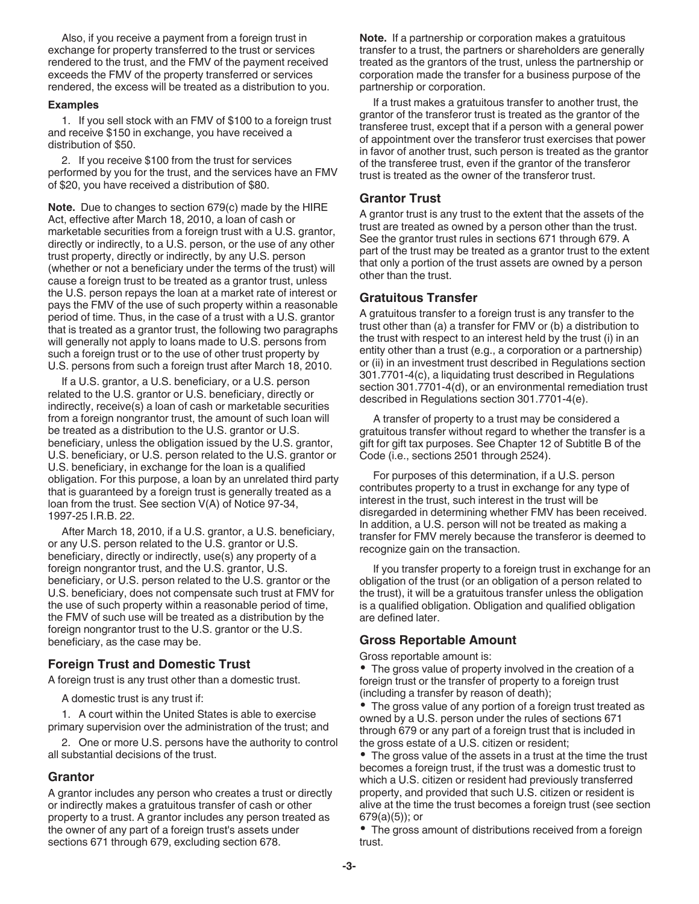Also, if you receive a payment from a foreign trust in exchange for property transferred to the trust or services rendered to the trust, and the FMV of the payment received exceeds the FMV of the property transferred or services rendered, the excess will be treated as a distribution to you.

**Examples**

1. If you sell stock with an FMV of $100 to a foreign trust and receive $150 in exchange, you have received a distribution of $50.

2. If you receive $100 from the trust for services performed by you for the trust, and the services have an FMV of $20, you have received a distribution of $80.

**Note.** Due to changes to section 679(c) made by the HIRE Act, effective after March 18, 2010, a loan of cash or marketable securities from a foreign trust with a U.S. grantor, directly or indirectly, to a U.S. person, or the use of any other trust property, directly or indirectly, by any U.S. person (whether or not a beneficiary under the terms of the trust) will cause a foreign trust to be treated as a grantor trust, unless the U.S. person repays the loan at a market rate of interest or pays the FMV of the use of such property within a reasonable period of time. Thus, in the case of a trust with a U.S. grantor that is treated as a grantor trust, the following two paragraphs will generally not apply to loans made to U.S. persons from such a foreign trust or to the use of other trust property by U.S. persons from such a foreign trust after March 18, 2010.

If a U.S. grantor, a U.S. beneficiary, or a U.S. person related to the U.S. grantor or U.S. beneficiary, directly or indirectly, receive(s) a loan of cash or marketable securities from a foreign nongrantor trust, the amount of such loan will be treated as a distribution to the U.S. grantor or U.S. beneficiary, unless the obligation issued by the U.S. grantor, U.S. beneficiary, or U.S. person related to the U.S. grantor or U.S. beneficiary, in exchange for the loan is a qualified obligation. For this purpose, a loan by an unrelated third party that is guaranteed by a foreign trust is generally treated as a loan from the trust. See section V(A) of Notice 97-34, 1997-25 I.R.B. 22.

After March 18, 2010, if a U.S. grantor, a U.S. beneficiary, or any U.S. person related to the U.S. grantor or U.S. beneficiary, directly or indirectly, use(s) any property of a foreign nongrantor trust, and the U.S. grantor, U.S. beneficiary, or U.S. person related to the U.S. grantor or the U.S. beneficiary, does not compensate such trust at FMV for the use of such property within a reasonable period of time, the FMV of such use will be treated as a distribution by the foreign nongrantor trust to the U.S. grantor or the U.S. beneficiary, as the case may be.

### Foreign Trust and Domestic Trust

A foreign trust is any trust other than a domestic trust.

A domestic trust is any trust if:

1. A court within the United States is able to exercise primary supervision over the administration of the trust; and

2. One or more U.S. persons have the authority to control all substantial decisions of the trust.

### Grantor

A grantor includes any person who creates a trust or directly or indirectly makes a gratuitous transfer of cash or other property to a trust. A grantor includes any person treated as the owner of any part of a foreign trust's assets under sections 671 through 679, excluding section 678.

**Note.** If a partnership or corporation makes a gratuitous transfer to a trust, the partners or shareholders are generally treated as the grantors of the trust, unless the partnership or corporation made the transfer for a business purpose of the partnership or corporation.

If a trust makes a gratuitous transfer to another trust, the grantor of the transferor trust is treated as the grantor of the transferee trust, except that if a person with a general power of appointment over the transferor trust exercises that power in favor of another trust, such person is treated as the grantor of the transferee trust, even if the grantor of the transferor trust is treated as the owner of the transferor trust.

### Grantor Trust

A grantor trust is any trust to the extent that the assets of the trust are treated as owned by a person other than the trust. See the grantor trust rules in sections 671 through 679. A part of the trust may be treated as a grantor trust to the extent that only a portion of the trust assets are owned by a person other than the trust.

### Gratuitous Transfer

A gratuitous transfer to a foreign trust is any transfer to the trust other than (a) a transfer for FMV or (b) a distribution to the trust with respect to an interest held by the trust (i) in an entity other than a trust (e.g., a corporation or a partnership) or (ii) in an investment trust described in Regulations section 301.7701-4(c), a liquidating trust described in Regulations section 301.7701-4(d), or an environmental remediation trust described in Regulations section 301.7701-4(e).

A transfer of property to a trust may be considered a gratuitous transfer without regard to whether the transfer is a gift for gift tax purposes. See Chapter 12 of Subtitle B of the Code (i.e., sections 2501 through 2524).

For purposes of this determination, if a U.S. person contributes property to a trust in exchange for any type of interest in the trust, such interest in the trust will be disregarded in determining whether FMV has been received. In addition, a U.S. person will not be treated as making a transfer for FMV merely because the transferor is deemed to recognize gain on the transaction.

If you transfer property to a foreign trust in exchange for an obligation of the trust (or an obligation of a person related to the trust), it will be a gratuitous transfer unless the obligation is a qualified obligation. Obligation and qualified obligation are defined later.

### Gross Reportable Amount

Gross reportable amount is:

- The gross value of property involved in the creation of a foreign trust or the transfer of property to a foreign trust (including a transfer by reason of death);
- The gross value of any portion of a foreign trust treated as owned by a U.S. person under the rules of sections 671 through 679 or any part of a foreign trust that is included in the gross estate of a U.S. citizen or resident;
- The gross value of the assets in a trust at the time the trust becomes a foreign trust, if the trust was a domestic trust to which a U.S. citizen or resident had previously transferred property, and provided that such U.S. citizen or resident is alive at the time the trust becomes a foreign trust (see section 679(a)(5)); or
- The gross amount of distributions received from a foreign trust.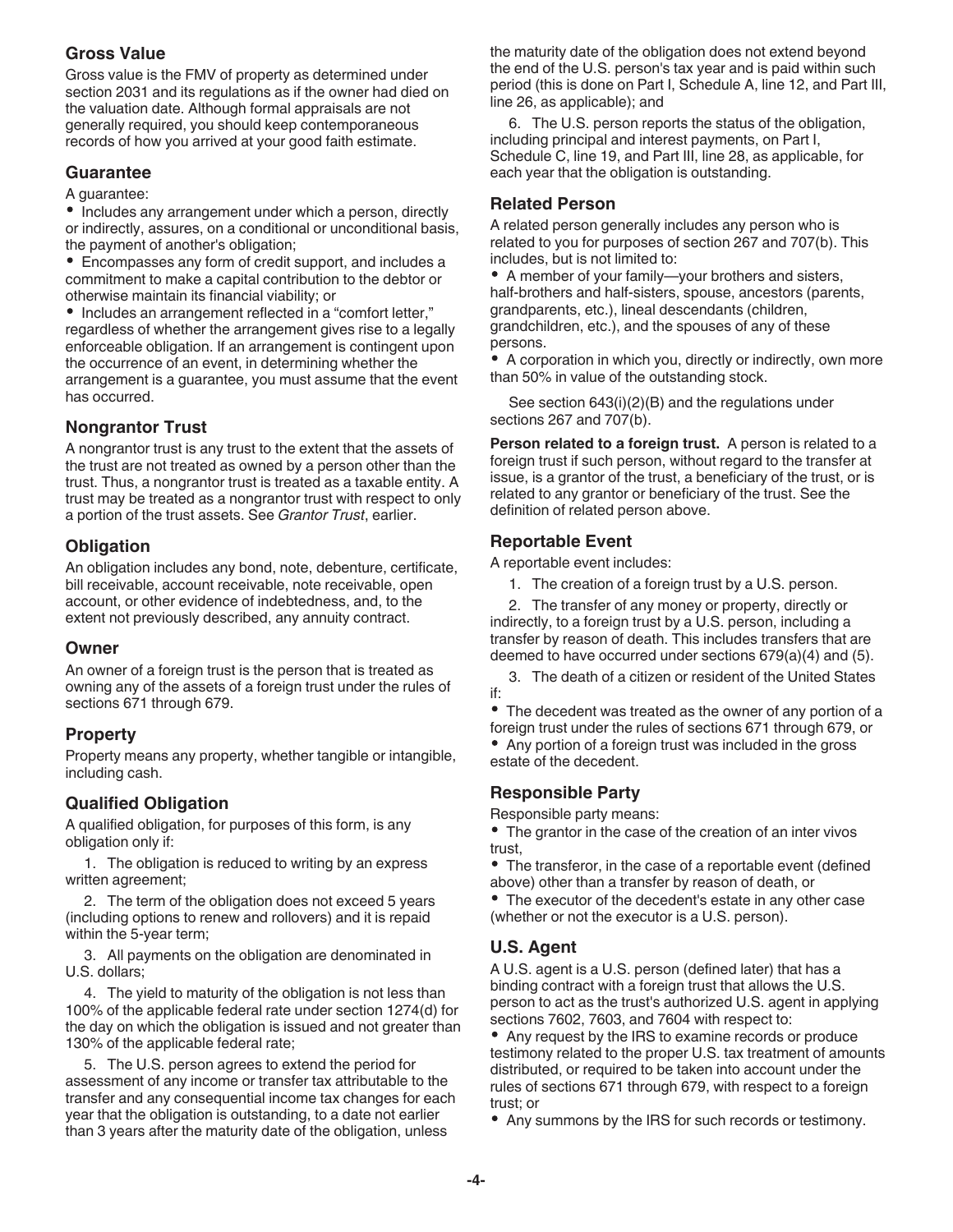### Gross Value

Gross value is the FMV of property as determined under section 2031 and its regulations as if the owner had died on the valuation date. Although formal appraisals are not generally required, you should keep contemporaneous records of how you arrived at your good faith estimate.

### Guarantee

A guarantee:

- Includes any arrangement under which a person, directly or indirectly, assures, on a conditional or unconditional basis, the payment of another's obligation;
- Encompasses any form of credit support, and includes a commitment to make a capital contribution to the debtor or otherwise maintain its financial viability; or
- Includes an arrangement reflected in a "comfort letter," regardless of whether the arrangement gives rise to a legally enforceable obligation. If an arrangement is contingent upon the occurrence of an event, in determining whether the arrangement is a guarantee, you must assume that the event has occurred.

### Nongrantor Trust

A nongrantor trust is any trust to the extent that the assets of the trust are not treated as owned by a person other than the trust. Thus, a nongrantor trust is treated as a taxable entity. A trust may be treated as a nongrantor trust with respect to only a portion of the trust assets. See *Grantor Trust*, earlier.

### Obligation

An obligation includes any bond, note, debenture, certificate, bill receivable, account receivable, note receivable, open account, or other evidence of indebtedness, and, to the extent not previously described, any annuity contract.

### Owner

An owner of a foreign trust is the person that is treated as owning any of the assets of a foreign trust under the rules of sections 671 through 679.

### Property

Property means any property, whether tangible or intangible, including cash.

### Qualified Obligation

A qualified obligation, for purposes of this form, is any obligation only if:

1. The obligation is reduced to writing by an express written agreement;
2. The term of the obligation does not exceed 5 years (including options to renew and rollovers) and it is repaid within the 5-year term;
3. All payments on the obligation are denominated in U.S. dollars;
4. The yield to maturity of the obligation is not less than 100% of the applicable federal rate under section 1274(d) for the day on which the obligation is issued and not greater than 130% of the applicable federal rate;
5. The U.S. person agrees to extend the period for assessment of any income or transfer tax attributable to the transfer and any consequential income tax changes for each year that the obligation is outstanding, to a date not earlier than 3 years after the maturity date of the obligation, unless the maturity date of the obligation does not extend beyond the end of the U.S. person's tax year and is paid within such period (this is done on Part I, Schedule A, line 12, and Part III, line 26, as applicable); and
6. The U.S. person reports the status of the obligation, including principal and interest payments, on Part I, Schedule C, line 19, and Part III, line 28, as applicable, for each year that the obligation is outstanding.

### Related Person

A related person generally includes any person who is related to you for purposes of section 267 and 707(b). This includes, but is not limited to:

- A member of your family—your brothers and sisters, half-brothers and half-sisters, spouse, ancestors (parents, grandparents, etc.), lineal descendants (children, grandchildren, etc.), and the spouses of any of these persons.
- A corporation in which you, directly or indirectly, own more than 50% in value of the outstanding stock.

See section 643(i)(2)(B) and the regulations under sections 267 and 707(b).

**Person related to a foreign trust.** A person is related to a foreign trust if such person, without regard to the transfer at issue, is a grantor of the trust, a beneficiary of the trust, or is related to any grantor or beneficiary of the trust. See the definition of related person above.

### Reportable Event

A reportable event includes:

1. The creation of a foreign trust by a U.S. person.
2. The transfer of any money or property, directly or indirectly, to a foreign trust by a U.S. person, including a transfer by reason of death. This includes transfers that are deemed to have occurred under sections 679(a)(4) and (5).
3. The death of a citizen or resident of the United States if:

- The decedent was treated as the owner of any portion of a foreign trust under the rules of sections 671 through 679, or
- Any portion of a foreign trust was included in the gross estate of the decedent.

### Responsible Party

Responsible party means:

- The grantor in the case of the creation of an inter vivos trust,
- The transferor, in the case of a reportable event (defined above) other than a transfer by reason of death, or
- The executor of the decedent's estate in any other case (whether or not the executor is a U.S. person).

### U.S. Agent

A U.S. agent is a U.S. person (defined later) that has a binding contract with a foreign trust that allows the U.S. person to act as the trust's authorized U.S. agent in applying sections 7602, 7603, and 7604 with respect to:

- Any request by the IRS to examine records or produce testimony related to the proper U.S. tax treatment of amounts distributed, or required to be taken into account under the rules of sections 671 through 679, with respect to a foreign trust; or
- Any summons by the IRS for such records or testimony.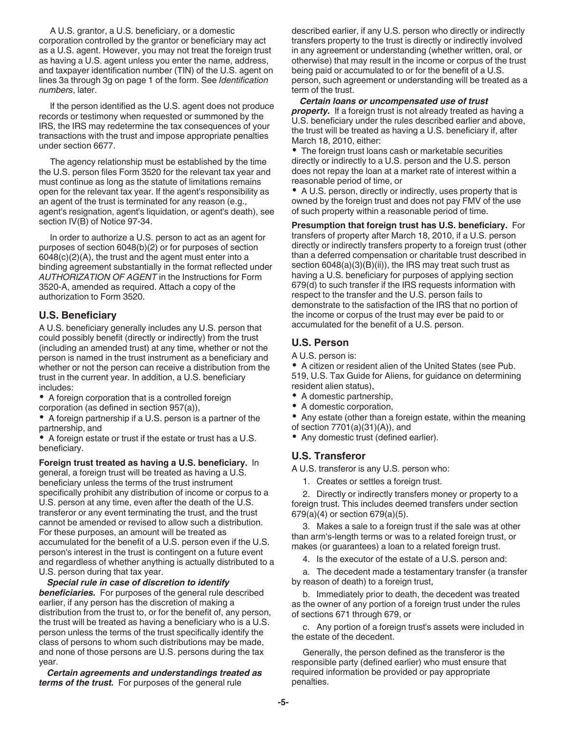A U.S. grantor, a U.S. beneficiary, or a domestic corporation controlled by the grantor or beneficiary may act as a U.S. agent. However, you may not treat the foreign trust as having a U.S. agent unless you enter the name, address, and taxpayer identification number (TIN) of the U.S. agent on lines 3a through 3g on page 1 of the form. See *Identification numbers*, later.

If the person identified as the U.S. agent does not produce records or testimony when requested or summoned by the IRS, the IRS may redetermine the tax consequences of your transactions with the trust and impose appropriate penalties under section 6677.

The agency relationship must be established by the time the U.S. person files Form 3520 for the relevant tax year and must continue as long as the statute of limitations remains open for the relevant tax year. If the agent's responsibility as an agent of the trust is terminated for any reason (e.g., agent's resignation, agent's liquidation, or agent's death), see section IV(B) of Notice 97-34.

In order to authorize a U.S. person to act as an agent for purposes of section 6048(b)(2) or for purposes of section 6048(c)(2)(A), the trust and the agent must enter into a binding agreement substantially in the format reflected under *AUTHORIZATION OF AGENT* in the Instructions for Form 3520-A, amended as required. Attach a copy of the authorization to Form 3520.

## U.S. Beneficiary

A U.S. beneficiary generally includes any U.S. person that could possibly benefit (directly or indirectly) from the trust (including an amended trust) at any time, whether or not the person is named in the trust instrument as a beneficiary and whether or not the person can receive a distribution from the trust in the current year. In addition, a U.S. beneficiary includes:

- A foreign corporation that is a controlled foreign corporation (as defined in section 957(a)),
- A foreign partnership if a U.S. person is a partner of the partnership, and
- A foreign estate or trust if the estate or trust has a U.S. beneficiary.

**Foreign trust treated as having a U.S. beneficiary.** In general, a foreign trust will be treated as having a U.S. beneficiary unless the terms of the trust instrument specifically prohibit any distribution of income or corpus to a U.S. person at any time, even after the death of the U.S. transferor or any event terminating the trust, and the trust cannot be amended or revised to allow such a distribution. For these purposes, an amount will be treated as accumulated for the benefit of a U.S. person even if the U.S. person's interest in the trust is contingent on a future event and regardless of whether anything is actually distributed to a U.S. person during that tax year.

***Special rule in case of discretion to identify beneficiaries.*** For purposes of the general rule described earlier, if any person has the discretion of making a distribution from the trust to, or for the benefit of, any person, the trust will be treated as having a beneficiary who is a U.S. person unless the terms of the trust specifically identify the class of persons to whom such distributions may be made, and none of those persons are U.S. persons during the tax year.

***Certain agreements and understandings treated as terms of the trust.*** For purposes of the general rule described earlier, if any U.S. person who directly or indirectly transfers property to the trust is directly or indirectly involved in any agreement or understanding (whether written, oral, or otherwise) that may result in the income or corpus of the trust being paid or accumulated to or for the benefit of a U.S. person, such agreement or understanding will be treated as a term of the trust.

***Certain loans or uncompensated use of trust property.*** If a foreign trust is not already treated as having a U.S. beneficiary under the rules described earlier and above, the trust will be treated as having a U.S. beneficiary if, after March 18, 2010, either:

- The foreign trust loans cash or marketable securities directly or indirectly to a U.S. person and the U.S. person does not repay the loan at a market rate of interest within a reasonable period of time, or
- A U.S. person, directly or indirectly, uses property that is owned by the foreign trust and does not pay FMV of the use of such property within a reasonable period of time.

**Presumption that foreign trust has U.S. beneficiary.** For transfers of property after March 18, 2010, if a U.S. person directly or indirectly transfers property to a foreign trust (other than a deferred compensation or charitable trust described in section 6048(a)(3)(B)(ii)), the IRS may treat such trust as having a U.S. beneficiary for purposes of applying section 679(d) to such transfer if the IRS requests information with respect to the transfer and the U.S. person fails to demonstrate to the satisfaction of the IRS that no portion of the income or corpus of the trust may ever be paid to or accumulated for the benefit of a U.S. person.

## U.S. Person

A U.S. person is:

- A citizen or resident alien of the United States (see Pub. 519, U.S. Tax Guide for Aliens, for guidance on determining resident alien status),
- A domestic partnership,
- A domestic corporation,
- Any estate (other than a foreign estate, within the meaning of section 7701(a)(31)(A)), and
- Any domestic trust (defined earlier).

## U.S. Transferor

A U.S. transferor is any U.S. person who:

1. Creates or settles a foreign trust.
2. Directly or indirectly transfers money or property to a foreign trust. This includes deemed transfers under section 679(a)(4) or section 679(a)(5).
3. Makes a sale to a foreign trust if the sale was at other than arm's-length terms or was to a related foreign trust, or makes (or guarantees) a loan to a related foreign trust.
4. Is the executor of the estate of a U.S. person and:

   a. The decedent made a testamentary transfer (a transfer by reason of death) to a foreign trust,

   b. Immediately prior to death, the decedent was treated as the owner of any portion of a foreign trust under the rules of sections 671 through 679, or

   c. Any portion of a foreign trust's assets were included in the estate of the decedent.

Generally, the person defined as the transferor is the responsible party (defined earlier) who must ensure that required information be provided or pay appropriate penalties.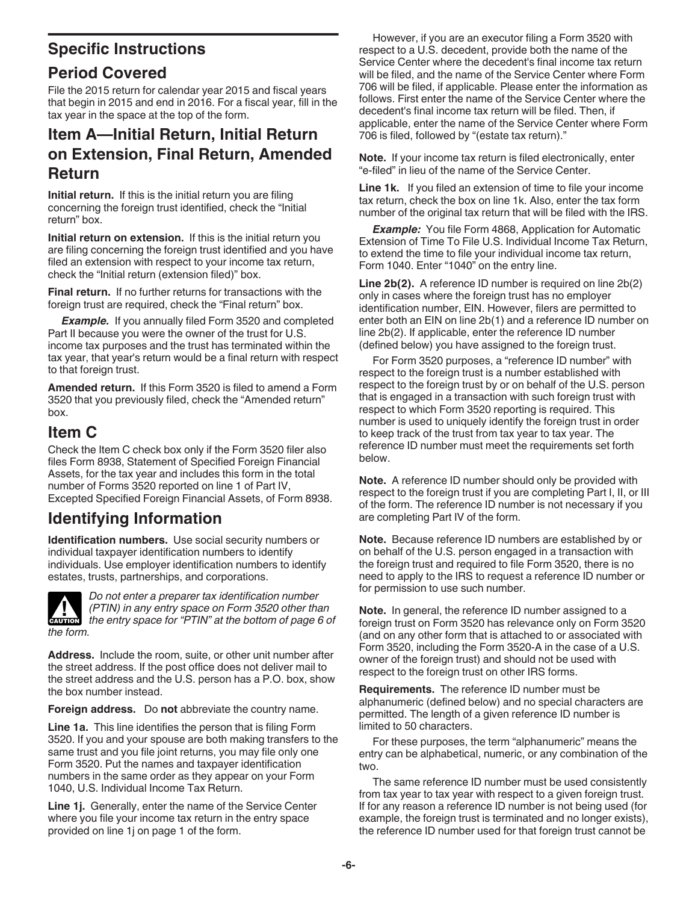## Specific Instructions

## Period Covered

File the 2015 return for calendar year 2015 and fiscal years that begin in 2015 and end in 2016. For a fiscal year, fill in the tax year in the space at the top of the form.

## Item A—Initial Return, Initial Return on Extension, Final Return, Amended Return

**Initial return.** If this is the initial return you are filing concerning the foreign trust identified, check the "Initial return" box.

**Initial return on extension.** If this is the initial return you are filing concerning the foreign trust identified and you have filed an extension with respect to your income tax return, check the "Initial return (extension filed)" box.

**Final return.** If no further returns for transactions with the foreign trust are required, check the "Final return" box.

***Example.*** If you annually filed Form 3520 and completed Part II because you were the owner of the trust for U.S. income tax purposes and the trust has terminated within the tax year, that year's return would be a final return with respect to that foreign trust.

**Amended return.** If this Form 3520 is filed to amend a Form 3520 that you previously filed, check the "Amended return" box.

## Item C

Check the Item C check box only if the Form 3520 filer also files Form 8938, Statement of Specified Foreign Financial Assets, for the tax year and includes this form in the total number of Forms 3520 reported on line 1 of Part IV, Excepted Specified Foreign Financial Assets, of Form 8938.

## Identifying Information

**Identification numbers.** Use social security numbers or individual taxpayer identification numbers to identify individuals. Use employer identification numbers to identify estates, trusts, partnerships, and corporations.

**CAUTION** *Do not enter a preparer tax identification number (PTIN) in any entry space on Form 3520 other than the entry space for "PTIN" at the bottom of page 6 of the form.*

**Address.** Include the room, suite, or other unit number after the street address. If the post office does not deliver mail to the street address and the U.S. person has a P.O. box, show the box number instead.

**Foreign address.** Do **not** abbreviate the country name.

**Line 1a.** This line identifies the person that is filing Form 3520. If you and your spouse are both making transfers to the same trust and you file joint returns, you may file only one Form 3520. Put the names and taxpayer identification numbers in the same order as they appear on your Form 1040, U.S. Individual Income Tax Return.

**Line 1j.** Generally, enter the name of the Service Center where you file your income tax return in the entry space provided on line 1j on page 1 of the form.

However, if you are an executor filing a Form 3520 with respect to a U.S. decedent, provide both the name of the Service Center where the decedent's final income tax return will be filed, and the name of the Service Center where Form 706 will be filed, if applicable. Please enter the information as follows. First enter the name of the Service Center where the decedent's final income tax return will be filed. Then, if applicable, enter the name of the Service Center where Form 706 is filed, followed by "(estate tax return)."

**Note.** If your income tax return is filed electronically, enter "e-filed" in lieu of the name of the Service Center.

**Line 1k.** If you filed an extension of time to file your income tax return, check the box on line 1k. Also, enter the tax form number of the original tax return that will be filed with the IRS.

***Example:*** You file Form 4868, Application for Automatic Extension of Time To File U.S. Individual Income Tax Return, to extend the time to file your individual income tax return, Form 1040. Enter "1040" on the entry line.

**Line 2b(2).** A reference ID number is required on line 2b(2) only in cases where the foreign trust has no employer identification number, EIN. However, filers are permitted to enter both an EIN on line 2b(1) and a reference ID number on line 2b(2). If applicable, enter the reference ID number (defined below) you have assigned to the foreign trust.

For Form 3520 purposes, a "reference ID number" with respect to the foreign trust is a number established with respect to the foreign trust by or on behalf of the U.S. person that is engaged in a transaction with such foreign trust with respect to which Form 3520 reporting is required. This number is used to uniquely identify the foreign trust in order to keep track of the trust from tax year to tax year. The reference ID number must meet the requirements set forth below.

**Note.** A reference ID number should only be provided with respect to the foreign trust if you are completing Part I, II, or III of the form. The reference ID number is not necessary if you are completing Part IV of the form.

**Note.** Because reference ID numbers are established by or on behalf of the U.S. person engaged in a transaction with the foreign trust and required to file Form 3520, there is no need to apply to the IRS to request a reference ID number or for permission to use such number.

**Note.** In general, the reference ID number assigned to a foreign trust on Form 3520 has relevance only on Form 3520 (and on any other form that is attached to or associated with Form 3520, including the Form 3520-A in the case of a U.S. owner of the foreign trust) and should not be used with respect to the foreign trust on other IRS forms.

**Requirements.** The reference ID number must be alphanumeric (defined below) and no special characters are permitted. The length of a given reference ID number is limited to 50 characters.

For these purposes, the term "alphanumeric" means the entry can be alphabetical, numeric, or any combination of the two.

The same reference ID number must be used consistently from tax year to tax year with respect to a given foreign trust. If for any reason a reference ID number is not being used (for example, the foreign trust is terminated and no longer exists), the reference ID number used for that foreign trust cannot be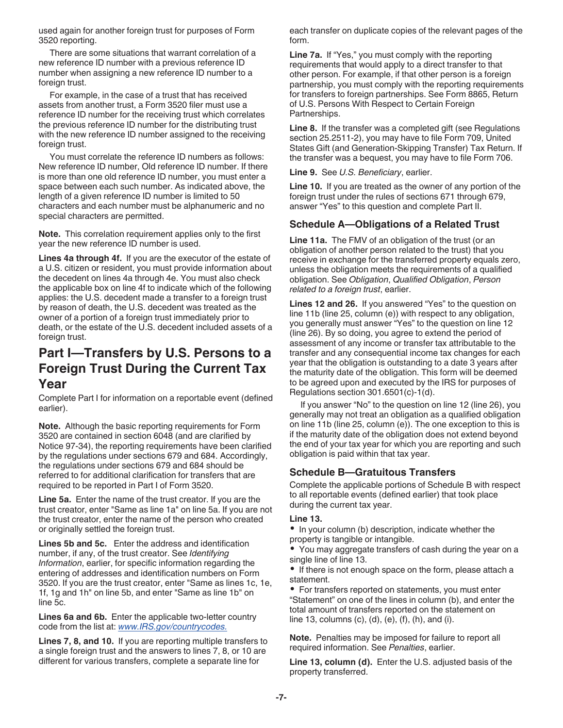used again for another foreign trust for purposes of Form 3520 reporting.

There are some situations that warrant correlation of a new reference ID number with a previous reference ID number when assigning a new reference ID number to a foreign trust.

For example, in the case of a trust that has received assets from another trust, a Form 3520 filer must use a reference ID number for the receiving trust which correlates the previous reference ID number for the distributing trust with the new reference ID number assigned to the receiving foreign trust.

You must correlate the reference ID numbers as follows: New reference ID number, Old reference ID number. If there is more than one old reference ID number, you must enter a space between each such number. As indicated above, the length of a given reference ID number is limited to 50 characters and each number must be alphanumeric and no special characters are permitted.

**Note.** This correlation requirement applies only to the first year the new reference ID number is used.

**Lines 4a through 4f.** If you are the executor of the estate of a U.S. citizen or resident, you must provide information about the decedent on lines 4a through 4e. You must also check the applicable box on line 4f to indicate which of the following applies: the U.S. decedent made a transfer to a foreign trust by reason of death, the U.S. decedent was treated as the owner of a portion of a foreign trust immediately prior to death, or the estate of the U.S. decedent included assets of a foreign trust.

## Part I—Transfers by U.S. Persons to a Foreign Trust During the Current Tax Year

Complete Part I for information on a reportable event (defined earlier).

**Note.** Although the basic reporting requirements for Form 3520 are contained in section 6048 (and are clarified by Notice 97-34), the reporting requirements have been clarified by the regulations under sections 679 and 684. Accordingly, the regulations under sections 679 and 684 should be referred to for additional clarification for transfers that are required to be reported in Part I of Form 3520.

**Line 5a.** Enter the name of the trust creator. If you are the trust creator, enter "Same as line 1a" on line 5a. If you are not the trust creator, enter the name of the person who created or originally settled the foreign trust.

**Lines 5b and 5c.** Enter the address and identification number, if any, of the trust creator. See *Identifying Information*, earlier, for specific information regarding the entering of addresses and identification numbers on Form 3520. If you are the trust creator, enter "Same as lines 1c, 1e, 1f, 1g and 1h" on line 5b, and enter "Same as line 1b" on line 5c.

**Lines 6a and 6b.** Enter the applicable two-letter country code from the list at: *www.IRS.gov/countrycodes.*

**Lines 7, 8, and 10.** If you are reporting multiple transfers to a single foreign trust and the answers to lines 7, 8, or 10 are different for various transfers, complete a separate line for each transfer on duplicate copies of the relevant pages of the form.

**Line 7a.** If "Yes," you must comply with the reporting requirements that would apply to a direct transfer to that other person. For example, if that other person is a foreign partnership, you must comply with the reporting requirements for transfers to foreign partnerships. See Form 8865, Return of U.S. Persons With Respect to Certain Foreign Partnerships.

**Line 8.** If the transfer was a completed gift (see Regulations section 25.2511-2), you may have to file Form 709, United States Gift (and Generation-Skipping Transfer) Tax Return. If the transfer was a bequest, you may have to file Form 706.

**Line 9.** See *U.S. Beneficiary*, earlier.

**Line 10.** If you are treated as the owner of any portion of the foreign trust under the rules of sections 671 through 679, answer "Yes" to this question and complete Part II.

### Schedule A—Obligations of a Related Trust

**Line 11a.** The FMV of an obligation of the trust (or an obligation of another person related to the trust) that you receive in exchange for the transferred property equals zero, unless the obligation meets the requirements of a qualified obligation. See *Obligation*, *Qualified Obligation*, *Person related to a foreign trust*, earlier.

**Lines 12 and 26.** If you answered "Yes" to the question on line 11b (line 25, column (e)) with respect to any obligation, you generally must answer "Yes" to the question on line 12 (line 26). By so doing, you agree to extend the period of assessment of any income or transfer tax attributable to the transfer and any consequential income tax changes for each year that the obligation is outstanding to a date 3 years after the maturity date of the obligation. This form will be deemed to be agreed upon and executed by the IRS for purposes of Regulations section 301.6501(c)-1(d).

If you answer "No" to the question on line 12 (line 26), you generally may not treat an obligation as a qualified obligation on line 11b (line 25, column (e)). The one exception to this is if the maturity date of the obligation does not extend beyond the end of your tax year for which you are reporting and such obligation is paid within that tax year.

### Schedule B—Gratuitous Transfers

Complete the applicable portions of Schedule B with respect to all reportable events (defined earlier) that took place during the current tax year.

**Line 13.**

- In your column (b) description, indicate whether the property is tangible or intangible.
- You may aggregate transfers of cash during the year on a single line of line 13.
- If there is not enough space on the form, please attach a statement.
- For transfers reported on statements, you must enter "Statement" on one of the lines in column (b), and enter the total amount of transfers reported on the statement on line 13, columns (c), (d), (e), (f), (h), and (i).

**Note.** Penalties may be imposed for failure to report all required information. See *Penalties*, earlier.

**Line 13, column (d).** Enter the U.S. adjusted basis of the property transferred.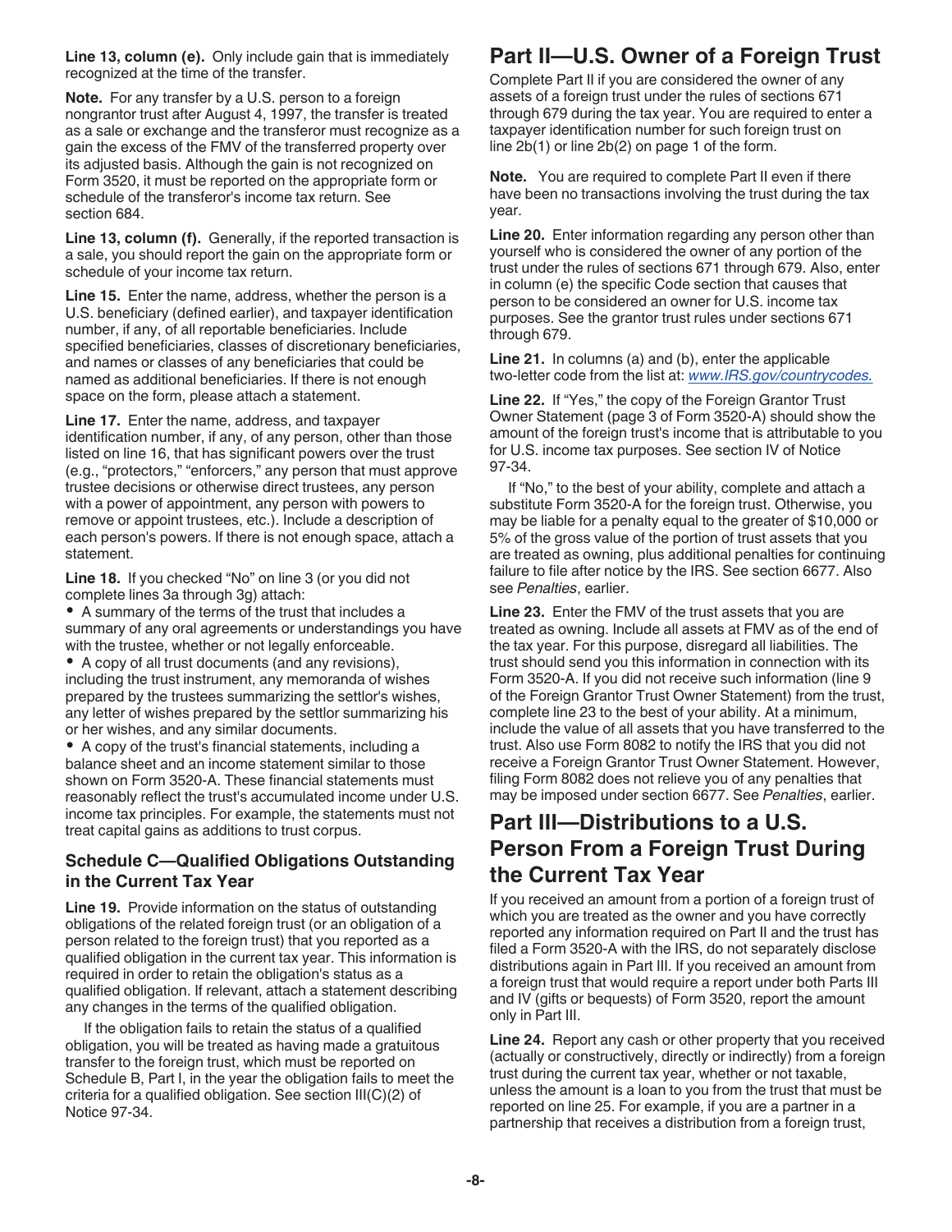**Line 13, column (e).** Only include gain that is immediately recognized at the time of the transfer.

**Note.** For any transfer by a U.S. person to a foreign nongrantor trust after August 4, 1997, the transfer is treated as a sale or exchange and the transferor must recognize as a gain the excess of the FMV of the transferred property over its adjusted basis. Although the gain is not recognized on Form 3520, it must be reported on the appropriate form or schedule of the transferor's income tax return. See section 684.

**Line 13, column (f).** Generally, if the reported transaction is a sale, you should report the gain on the appropriate form or schedule of your income tax return.

**Line 15.** Enter the name, address, whether the person is a U.S. beneficiary (defined earlier), and taxpayer identification number, if any, of all reportable beneficiaries. Include specified beneficiaries, classes of discretionary beneficiaries, and names or classes of any beneficiaries that could be named as additional beneficiaries. If there is not enough space on the form, please attach a statement.

**Line 17.** Enter the name, address, and taxpayer identification number, if any, of any person, other than those listed on line 16, that has significant powers over the trust (e.g., "protectors," "enforcers," any person that must approve trustee decisions or otherwise direct trustees, any person with a power of appointment, any person with powers to remove or appoint trustees, etc.). Include a description of each person's powers. If there is not enough space, attach a statement.

**Line 18.** If you checked "No" on line 3 (or you did not complete lines 3a through 3g) attach:

- A summary of the terms of the trust that includes a summary of any oral agreements or understandings you have with the trustee, whether or not legally enforceable.
- A copy of all trust documents (and any revisions), including the trust instrument, any memoranda of wishes prepared by the trustees summarizing the settlor's wishes, any letter of wishes prepared by the settlor summarizing his or her wishes, and any similar documents.
- A copy of the trust's financial statements, including a balance sheet and an income statement similar to those shown on Form 3520-A. These financial statements must reasonably reflect the trust's accumulated income under U.S. income tax principles. For example, the statements must not treat capital gains as additions to trust corpus.

### Schedule C—Qualified Obligations Outstanding in the Current Tax Year

**Line 19.** Provide information on the status of outstanding obligations of the related foreign trust (or an obligation of a person related to the foreign trust) that you reported as a qualified obligation in the current tax year. This information is required in order to retain the obligation's status as a qualified obligation. If relevant, attach a statement describing any changes in the terms of the qualified obligation.

If the obligation fails to retain the status of a qualified obligation, you will be treated as having made a gratuitous transfer to the foreign trust, which must be reported on Schedule B, Part I, in the year the obligation fails to meet the criteria for a qualified obligation. See section III(C)(2) of Notice 97-34.

## Part II—U.S. Owner of a Foreign Trust

Complete Part II if you are considered the owner of any assets of a foreign trust under the rules of sections 671 through 679 during the tax year. You are required to enter a taxpayer identification number for such foreign trust on line 2b(1) or line 2b(2) on page 1 of the form.

**Note.** You are required to complete Part II even if there have been no transactions involving the trust during the tax year.

**Line 20.** Enter information regarding any person other than yourself who is considered the owner of any portion of the trust under the rules of sections 671 through 679. Also, enter in column (e) the specific Code section that causes that person to be considered an owner for U.S. income tax purposes. See the grantor trust rules under sections 671 through 679.

**Line 21.** In columns (a) and (b), enter the applicable two-letter code from the list at: *www.IRS.gov/countrycodes.*

**Line 22.** If "Yes," the copy of the Foreign Grantor Trust Owner Statement (page 3 of Form 3520-A) should show the amount of the foreign trust's income that is attributable to you for U.S. income tax purposes. See section IV of Notice 97-34.

If "No," to the best of your ability, complete and attach a substitute Form 3520-A for the foreign trust. Otherwise, you may be liable for a penalty equal to the greater of $10,000 or 5% of the gross value of the portion of trust assets that you are treated as owning, plus additional penalties for continuing failure to file after notice by the IRS. See section 6677. Also see *Penalties*, earlier.

**Line 23.** Enter the FMV of the trust assets that you are treated as owning. Include all assets at FMV as of the end of the tax year. For this purpose, disregard all liabilities. The trust should send you this information in connection with its Form 3520-A. If you did not receive such information (line 9 of the Foreign Grantor Trust Owner Statement) from the trust, complete line 23 to the best of your ability. At a minimum, include the value of all assets that you have transferred to the trust. Also use Form 8082 to notify the IRS that you did not receive a Foreign Grantor Trust Owner Statement. However, filing Form 8082 does not relieve you of any penalties that may be imposed under section 6677. See *Penalties*, earlier.

## Part III—Distributions to a U.S. Person From a Foreign Trust During the Current Tax Year

If you received an amount from a portion of a foreign trust of which you are treated as the owner and you have correctly reported any information required on Part II and the trust has filed a Form 3520-A with the IRS, do not separately disclose distributions again in Part III. If you received an amount from a foreign trust that would require a report under both Parts III and IV (gifts or bequests) of Form 3520, report the amount only in Part III.

**Line 24.** Report any cash or other property that you received (actually or constructively, directly or indirectly) from a foreign trust during the current tax year, whether or not taxable, unless the amount is a loan to you from the trust that must be reported on line 25. For example, if you are a partner in a partnership that receives a distribution from a foreign trust,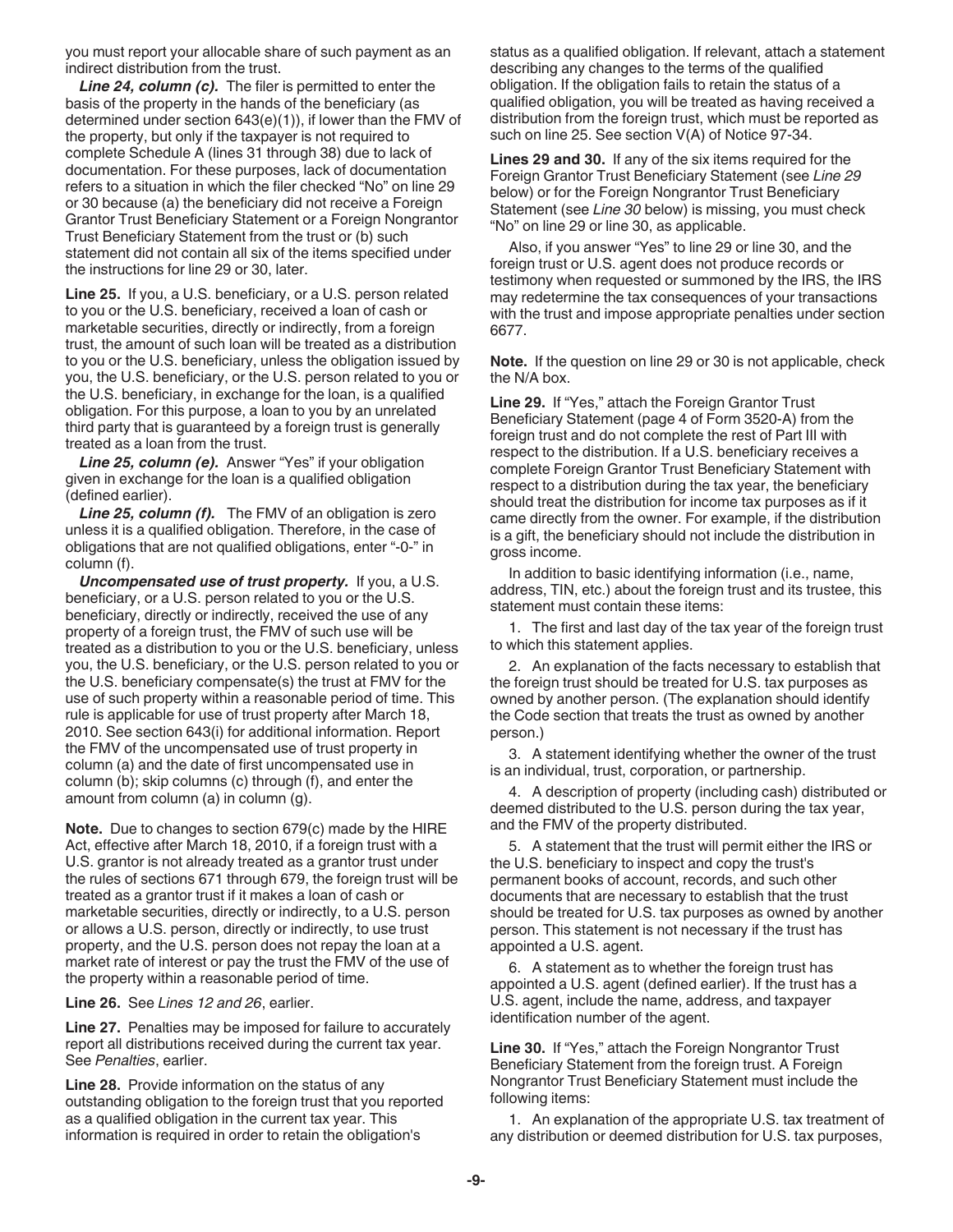you must report your allocable share of such payment as an indirect distribution from the trust.

***Line 24, column (c).*** The filer is permitted to enter the basis of the property in the hands of the beneficiary (as determined under section 643(e)(1)), if lower than the FMV of the property, but only if the taxpayer is not required to complete Schedule A (lines 31 through 38) due to lack of documentation. For these purposes, lack of documentation refers to a situation in which the filer checked "No" on line 29 or 30 because (a) the beneficiary did not receive a Foreign Grantor Trust Beneficiary Statement or a Foreign Nongrantor Trust Beneficiary Statement from the trust or (b) such statement did not contain all six of the items specified under the instructions for line 29 or 30, later.

**Line 25.** If you, a U.S. beneficiary, or a U.S. person related to you or the U.S. beneficiary, received a loan of cash or marketable securities, directly or indirectly, from a foreign trust, the amount of such loan will be treated as a distribution to you or the U.S. beneficiary, unless the obligation issued by you, the U.S. beneficiary, or the U.S. person related to you or the U.S. beneficiary, in exchange for the loan, is a qualified obligation. For this purpose, a loan to you by an unrelated third party that is guaranteed by a foreign trust is generally treated as a loan from the trust.

***Line 25, column (e).*** Answer "Yes" if your obligation given in exchange for the loan is a qualified obligation (defined earlier).

***Line 25, column (f).*** The FMV of an obligation is zero unless it is a qualified obligation. Therefore, in the case of obligations that are not qualified obligations, enter "-0-" in column (f).

***Uncompensated use of trust property.*** If you, a U.S. beneficiary, or a U.S. person related to you or the U.S. beneficiary, directly or indirectly, received the use of any property of a foreign trust, the FMV of such use will be treated as a distribution to you or the U.S. beneficiary, unless you, the U.S. beneficiary, or the U.S. person related to you or the U.S. beneficiary compensate(s) the trust at FMV for the use of such property within a reasonable period of time. This rule is applicable for use of trust property after March 18, 2010. See section 643(i) for additional information. Report the FMV of the uncompensated use of trust property in column (a) and the date of first uncompensated use in column (b); skip columns (c) through (f), and enter the amount from column (a) in column (g).

**Note.** Due to changes to section 679(c) made by the HIRE Act, effective after March 18, 2010, if a foreign trust with a U.S. grantor is not already treated as a grantor trust under the rules of sections 671 through 679, the foreign trust will be treated as a grantor trust if it makes a loan of cash or marketable securities, directly or indirectly, to a U.S. person or allows a U.S. person, directly or indirectly, to use trust property, and the U.S. person does not repay the loan at a market rate of interest or pay the trust the FMV of the use of the property within a reasonable period of time.

**Line 26.** See *Lines 12 and 26*, earlier.

**Line 27.** Penalties may be imposed for failure to accurately report all distributions received during the current tax year. See *Penalties*, earlier.

**Line 28.** Provide information on the status of any outstanding obligation to the foreign trust that you reported as a qualified obligation in the current tax year. This information is required in order to retain the obligation's status as a qualified obligation. If relevant, attach a statement describing any changes to the terms of the qualified obligation. If the obligation fails to retain the status of a qualified obligation, you will be treated as having received a distribution from the foreign trust, which must be reported as such on line 25. See section V(A) of Notice 97-34.

**Lines 29 and 30.** If any of the six items required for the Foreign Grantor Trust Beneficiary Statement (see *Line 29* below) or for the Foreign Nongrantor Trust Beneficiary Statement (see *Line 30* below) is missing, you must check "No" on line 29 or line 30, as applicable.

Also, if you answer "Yes" to line 29 or line 30, and the foreign trust or U.S. agent does not produce records or testimony when requested or summoned by the IRS, the IRS may redetermine the tax consequences of your transactions with the trust and impose appropriate penalties under section 6677.

**Note.** If the question on line 29 or 30 is not applicable, check the N/A box.

**Line 29.** If "Yes," attach the Foreign Grantor Trust Beneficiary Statement (page 4 of Form 3520-A) from the foreign trust and do not complete the rest of Part III with respect to the distribution. If a U.S. beneficiary receives a complete Foreign Grantor Trust Beneficiary Statement with respect to a distribution during the tax year, the beneficiary should treat the distribution for income tax purposes as if it came directly from the owner. For example, if the distribution is a gift, the beneficiary should not include the distribution in gross income.

In addition to basic identifying information (i.e., name, address, TIN, etc.) about the foreign trust and its trustee, this statement must contain these items:

1. The first and last day of the tax year of the foreign trust to which this statement applies.

2. An explanation of the facts necessary to establish that the foreign trust should be treated for U.S. tax purposes as owned by another person. (The explanation should identify the Code section that treats the trust as owned by another person.)

3. A statement identifying whether the owner of the trust is an individual, trust, corporation, or partnership.

4. A description of property (including cash) distributed or deemed distributed to the U.S. person during the tax year, and the FMV of the property distributed.

5. A statement that the trust will permit either the IRS or the U.S. beneficiary to inspect and copy the trust's permanent books of account, records, and such other documents that are necessary to establish that the trust should be treated for U.S. tax purposes as owned by another person. This statement is not necessary if the trust has appointed a U.S. agent.

6. A statement as to whether the foreign trust has appointed a U.S. agent (defined earlier). If the trust has a U.S. agent, include the name, address, and taxpayer identification number of the agent.

**Line 30.** If "Yes," attach the Foreign Nongrantor Trust Beneficiary Statement from the foreign trust. A Foreign Nongrantor Trust Beneficiary Statement must include the following items:

1. An explanation of the appropriate U.S. tax treatment of any distribution or deemed distribution for U.S. tax purposes,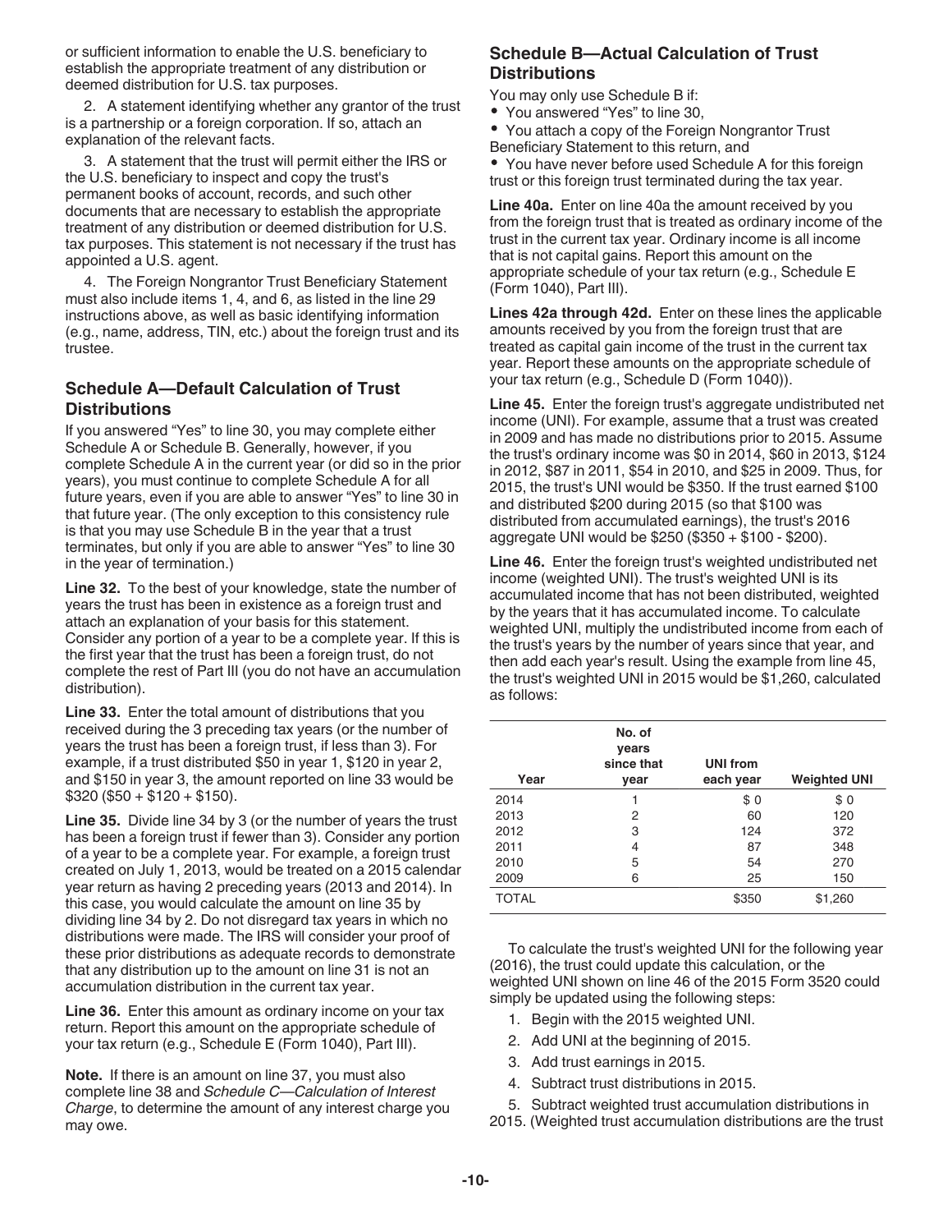or sufficient information to enable the U.S. beneficiary to establish the appropriate treatment of any distribution or deemed distribution for U.S. tax purposes.

2. A statement identifying whether any grantor of the trust is a partnership or a foreign corporation. If so, attach an explanation of the relevant facts.

3. A statement that the trust will permit either the IRS or the U.S. beneficiary to inspect and copy the trust's permanent books of account, records, and such other documents that are necessary to establish the appropriate treatment of any distribution or deemed distribution for U.S. tax purposes. This statement is not necessary if the trust has appointed a U.S. agent.

4. The Foreign Nongrantor Trust Beneficiary Statement must also include items 1, 4, and 6, as listed in the line 29 instructions above, as well as basic identifying information (e.g., name, address, TIN, etc.) about the foreign trust and its trustee.

### Schedule A—Default Calculation of Trust Distributions

If you answered "Yes" to line 30, you may complete either Schedule A or Schedule B. Generally, however, if you complete Schedule A in the current year (or did so in the prior years), you must continue to complete Schedule A for all future years, even if you are able to answer "Yes" to line 30 in that future year. (The only exception to this consistency rule is that you may use Schedule B in the year that a trust terminates, but only if you are able to answer "Yes" to line 30 in the year of termination.)

**Line 32.** To the best of your knowledge, state the number of years the trust has been in existence as a foreign trust and attach an explanation of your basis for this statement. Consider any portion of a year to be a complete year. If this is the first year that the trust has been a foreign trust, do not complete the rest of Part III (you do not have an accumulation distribution).

**Line 33.** Enter the total amount of distributions that you received during the 3 preceding tax years (or the number of years the trust has been a foreign trust, if less than 3). For example, if a trust distributed $50 in year 1, $120 in year 2, and $150 in year 3, the amount reported on line 33 would be $320 ($50 + $120 + $150).

**Line 35.** Divide line 34 by 3 (or the number of years the trust has been a foreign trust if fewer than 3). Consider any portion of a year to be a complete year. For example, a foreign trust created on July 1, 2013, would be treated on a 2015 calendar year return as having 2 preceding years (2013 and 2014). In this case, you would calculate the amount on line 35 by dividing line 34 by 2. Do not disregard tax years in which no distributions were made. The IRS will consider your proof of these prior distributions as adequate records to demonstrate that any distribution up to the amount on line 31 is not an accumulation distribution in the current tax year.

**Line 36.** Enter this amount as ordinary income on your tax return. Report this amount on the appropriate schedule of your tax return (e.g., Schedule E (Form 1040), Part III).

**Note.** If there is an amount on line 37, you must also complete line 38 and *Schedule C—Calculation of Interest Charge*, to determine the amount of any interest charge you may owe.

### Schedule B—Actual Calculation of Trust Distributions

You may only use Schedule B if:

- You answered "Yes" to line 30,
- You attach a copy of the Foreign Nongrantor Trust Beneficiary Statement to this return, and
- You have never before used Schedule A for this foreign trust or this foreign trust terminated during the tax year.

**Line 40a.** Enter on line 40a the amount received by you from the foreign trust that is treated as ordinary income of the trust in the current tax year. Ordinary income is all income that is not capital gains. Report this amount on the appropriate schedule of your tax return (e.g., Schedule E (Form 1040), Part III).

**Lines 42a through 42d.** Enter on these lines the applicable amounts received by you from the foreign trust that are treated as capital gain income of the trust in the current tax year. Report these amounts on the appropriate schedule of your tax return (e.g., Schedule D (Form 1040)).

**Line 45.** Enter the foreign trust's aggregate undistributed net income (UNI). For example, assume that a trust was created in 2009 and has made no distributions prior to 2015. Assume the trust's ordinary income was $0 in 2014, $60 in 2013, $124 in 2012, $87 in 2011, $54 in 2010, and $25 in 2009. Thus, for 2015, the trust's UNI would be $350. If the trust earned $100 and distributed $200 during 2015 (so that $100 was distributed from accumulated earnings), the trust's 2016 aggregate UNI would be $250 ($350 + $100 - $200).

**Line 46.** Enter the foreign trust's weighted undistributed net income (weighted UNI). The trust's weighted UNI is its accumulated income that has not been distributed, weighted by the years that it has accumulated income. To calculate weighted UNI, multiply the undistributed income from each of the trust's years by the number of years since that year, and then add each year's result. Using the example from line 45, the trust's weighted UNI in 2015 would be $1,260, calculated as follows:

| Year | No. of years since that year | UNI from each year | Weighted UNI |
|---|---|---|---|
| 2014 | 1 | $ 0 | $ 0 |
| 2013 | 2 | 60 | 120 |
| 2012 | 3 | 124 | 372 |
| 2011 | 4 | 87 | 348 |
| 2010 | 5 | 54 | 270 |
| 2009 | 6 | 25 | 150 |
| TOTAL | | $350 | $1,260 |

To calculate the trust's weighted UNI for the following year (2016), the trust could update this calculation, or the weighted UNI shown on line 46 of the 2015 Form 3520 could simply be updated using the following steps:

1. Begin with the 2015 weighted UNI.
2. Add UNI at the beginning of 2015.
3. Add trust earnings in 2015.
4. Subtract trust distributions in 2015.
5. Subtract weighted trust accumulation distributions in 2015. (Weighted trust accumulation distributions are the trust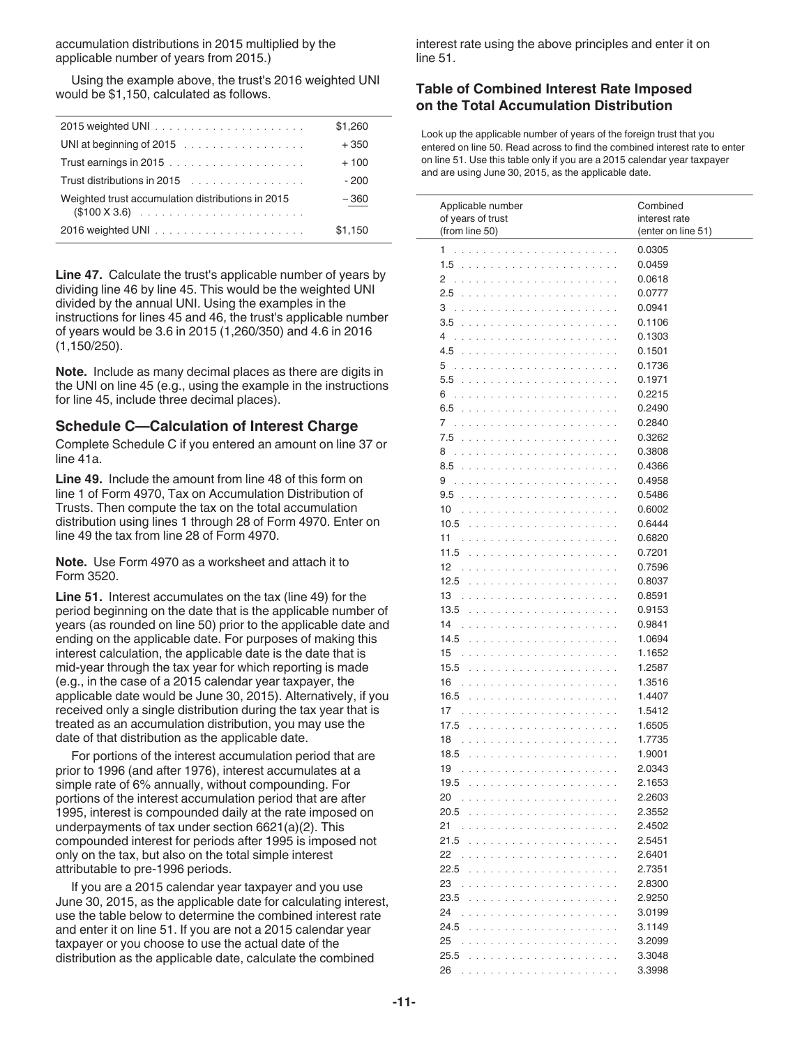accumulation distributions in 2015 multiplied by the applicable number of years from 2015.)

Using the example above, the trust's 2016 weighted UNI would be $1,150, calculated as follows.

| | |
|---|---|
| 2015 weighted UNI | $1,260 |
| UNI at beginning of 2015 | + 350 |
| Trust earnings in 2015 | + 100 |
| Trust distributions in 2015 | - 200 |
| Weighted trust accumulation distributions in 2015 ($100 X 3.6) | − 360 |
| 2016 weighted UNI | $1,150 |

**Line 47.** Calculate the trust's applicable number of years by dividing line 46 by line 45. This would be the weighted UNI divided by the annual UNI. Using the examples in the instructions for lines 45 and 46, the trust's applicable number of years would be 3.6 in 2015 (1,260/350) and 4.6 in 2016 (1,150/250).

**Note.** Include as many decimal places as there are digits in the UNI on line 45 (e.g., using the example in the instructions for line 45, include three decimal places).

## Schedule C—Calculation of Interest Charge

Complete Schedule C if you entered an amount on line 37 or line 41a.

**Line 49.** Include the amount from line 48 of this form on line 1 of Form 4970, Tax on Accumulation Distribution of Trusts. Then compute the tax on the total accumulation distribution using lines 1 through 28 of Form 4970. Enter on line 49 the tax from line 28 of Form 4970.

**Note.** Use Form 4970 as a worksheet and attach it to Form 3520.

**Line 51.** Interest accumulates on the tax (line 49) for the period beginning on the date that is the applicable number of years (as rounded on line 50) prior to the applicable date and ending on the applicable date. For purposes of making this interest calculation, the applicable date is the date that is mid-year through the tax year for which reporting is made (e.g., in the case of a 2015 calendar year taxpayer, the applicable date would be June 30, 2015). Alternatively, if you received only a single distribution during the tax year that is treated as an accumulation distribution, you may use the date of that distribution as the applicable date.

For portions of the interest accumulation period that are prior to 1996 (and after 1976), interest accumulates at a simple rate of 6% annually, without compounding. For portions of the interest accumulation period that are after 1995, interest is compounded daily at the rate imposed on underpayments of tax under section 6621(a)(2). This compounded interest for periods after 1995 is imposed not only on the tax, but also on the total simple interest attributable to pre-1996 periods.

If you are a 2015 calendar year taxpayer and you use June 30, 2015, as the applicable date for calculating interest, use the table below to determine the combined interest rate and enter it on line 51. If you are not a 2015 calendar year taxpayer or you choose to use the actual date of the distribution as the applicable date, calculate the combined interest rate using the above principles and enter it on line 51.

### Table of Combined Interest Rate Imposed on the Total Accumulation Distribution

Look up the applicable number of years of the foreign trust that you entered on line 50. Read across to find the combined interest rate to enter on line 51. Use this table only if you are a 2015 calendar year taxpayer and are using June 30, 2015, as the applicable date.

| Applicable number of years of trust (from line 50) | Combined interest rate (enter on line 51) |
|---|---|
| 1 | 0.0305 |
| 1.5 | 0.0459 |
| 2 | 0.0618 |
| 2.5 | 0.0777 |
| 3 | 0.0941 |
| 3.5 | 0.1106 |
| 4 | 0.1303 |
| 4.5 | 0.1501 |
| 5 | 0.1736 |
| 5.5 | 0.1971 |
| 6 | 0.2215 |
| 6.5 | 0.2490 |
| 7 | 0.2840 |
| 7.5 | 0.3262 |
| 8 | 0.3808 |
| 8.5 | 0.4366 |
| 9 | 0.4958 |
| 9.5 | 0.5486 |
| 10 | 0.6002 |
| 10.5 | 0.6444 |
| 11 | 0.6820 |
| 11.5 | 0.7201 |
| 12 | 0.7596 |
| 12.5 | 0.8037 |
| 13 | 0.8591 |
| 13.5 | 0.9153 |
| 14 | 0.9841 |
| 14.5 | 1.0694 |
| 15 | 1.1652 |
| 15.5 | 1.2587 |
| 16 | 1.3516 |
| 16.5 | 1.4407 |
| 17 | 1.5412 |
| 17.5 | 1.6505 |
| 18 | 1.7735 |
| 18.5 | 1.9001 |
| 19 | 2.0343 |
| 19.5 | 2.1653 |
| 20 | 2.2603 |
| 20.5 | 2.3552 |
| 21 | 2.4502 |
| 21.5 | 2.5451 |
| 22 | 2.6401 |
| 22.5 | 2.7351 |
| 23 | 2.8300 |
| 23.5 | 2.9250 |
| 24 | 3.0199 |
| 24.5 | 3.1149 |
| 25 | 3.2099 |
| 25.5 | 3.3048 |
| 26 | 3.3998 |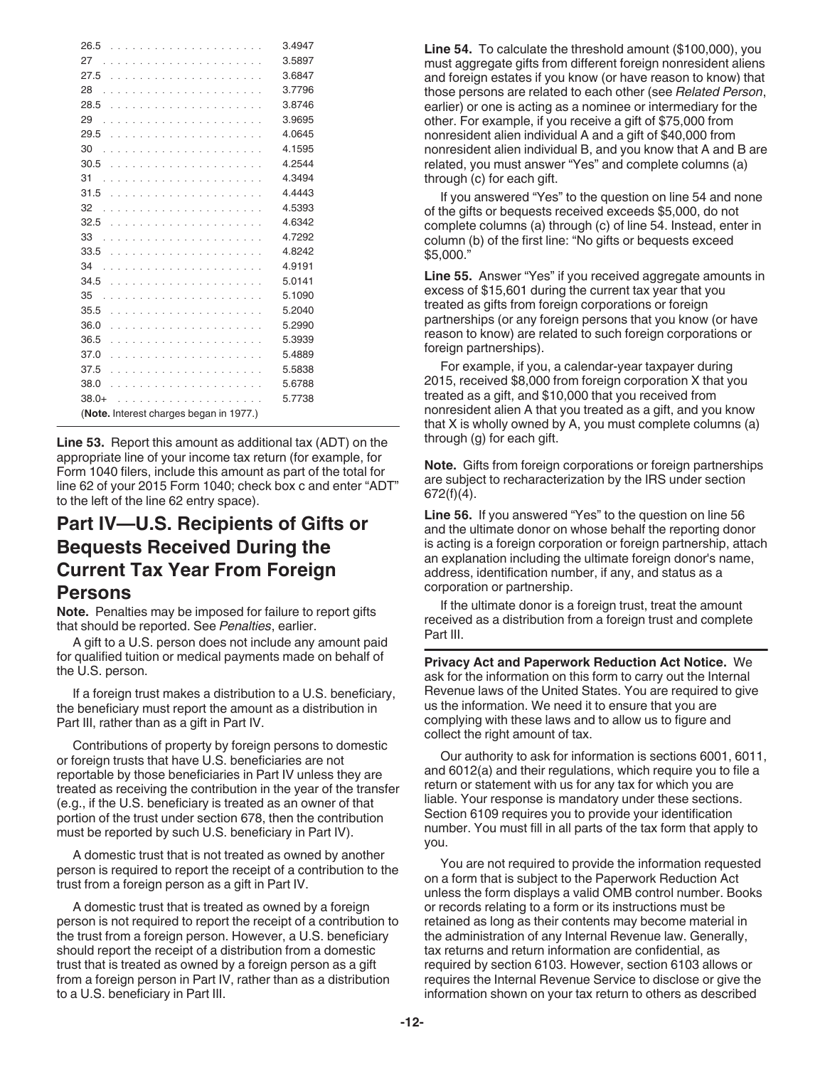| | |
|---|---|
| 26.5 | 3.4947 |
| 27 | 3.5897 |
| 27.5 | 3.6847 |
| 28 | 3.7796 |
| 28.5 | 3.8746 |
| 29 | 3.9695 |
| 29.5 | 4.0645 |
| 30 | 4.1595 |
| 30.5 | 4.2544 |
| 31 | 4.3494 |
| 31.5 | 4.4443 |
| 32 | 4.5393 |
| 32.5 | 4.6342 |
| 33 | 4.7292 |
| 33.5 | 4.8242 |
| 34 | 4.9191 |
| 34.5 | 5.0141 |
| 35 | 5.1090 |
| 35.5 | 5.2040 |
| 36.0 | 5.2990 |
| 36.5 | 5.3939 |
| 37.0 | 5.4889 |
| 37.5 | 5.5838 |
| 38.0 | 5.6788 |
| 38.0+ | 5.7738 |

(**Note.** Interest charges began in 1977.)

**Line 53.** Report this amount as additional tax (ADT) on the appropriate line of your income tax return (for example, for Form 1040 filers, include this amount as part of the total for line 62 of your 2015 Form 1040; check box c and enter "ADT" to the left of the line 62 entry space).

## Part IV—U.S. Recipients of Gifts or Bequests Received During the Current Tax Year From Foreign Persons

**Note.** Penalties may be imposed for failure to report gifts that should be reported. See *Penalties*, earlier.

A gift to a U.S. person does not include any amount paid for qualified tuition or medical payments made on behalf of the U.S. person.

If a foreign trust makes a distribution to a U.S. beneficiary, the beneficiary must report the amount as a distribution in Part III, rather than as a gift in Part IV.

Contributions of property by foreign persons to domestic or foreign trusts that have U.S. beneficiaries are not reportable by those beneficiaries in Part IV unless they are treated as receiving the contribution in the year of the transfer (e.g., if the U.S. beneficiary is treated as an owner of that portion of the trust under section 678, then the contribution must be reported by such U.S. beneficiary in Part IV).

A domestic trust that is not treated as owned by another person is required to report the receipt of a contribution to the trust from a foreign person as a gift in Part IV.

A domestic trust that is treated as owned by a foreign person is not required to report the receipt of a contribution to the trust from a foreign person. However, a U.S. beneficiary should report the receipt of a distribution from a domestic trust that is treated as owned by a foreign person as a gift from a foreign person in Part IV, rather than as a distribution to a U.S. beneficiary in Part III.

**Line 54.** To calculate the threshold amount ($100,000), you must aggregate gifts from different foreign nonresident aliens and foreign estates if you know (or have reason to know) that those persons are related to each other (see *Related Person*, earlier) or one is acting as a nominee or intermediary for the other. For example, if you receive a gift of $75,000 from nonresident alien individual A and a gift of $40,000 from nonresident alien individual B, and you know that A and B are related, you must answer "Yes" and complete columns (a) through (c) for each gift.

If you answered "Yes" to the question on line 54 and none of the gifts or bequests received exceeds $5,000, do not complete columns (a) through (c) of line 54. Instead, enter in column (b) of the first line: "No gifts or bequests exceed $5,000."

**Line 55.** Answer "Yes" if you received aggregate amounts in excess of $15,601 during the current tax year that you treated as gifts from foreign corporations or foreign partnerships (or any foreign persons that you know (or have reason to know) are related to such foreign corporations or foreign partnerships).

For example, if you, a calendar-year taxpayer during 2015, received $8,000 from foreign corporation X that you treated as a gift, and $10,000 that you received from nonresident alien A that you treated as a gift, and you know that X is wholly owned by A, you must complete columns (a) through (g) for each gift.

**Note.** Gifts from foreign corporations or foreign partnerships are subject to recharacterization by the IRS under section 672(f)(4).

**Line 56.** If you answered "Yes" to the question on line 56 and the ultimate donor on whose behalf the reporting donor is acting is a foreign corporation or foreign partnership, attach an explanation including the ultimate foreign donor's name, address, identification number, if any, and status as a corporation or partnership.

If the ultimate donor is a foreign trust, treat the amount received as a distribution from a foreign trust and complete Part III.

**Privacy Act and Paperwork Reduction Act Notice.** We ask for the information on this form to carry out the Internal Revenue laws of the United States. You are required to give us the information. We need it to ensure that you are complying with these laws and to allow us to figure and collect the right amount of tax.

Our authority to ask for information is sections 6001, 6011, and 6012(a) and their regulations, which require you to file a return or statement with us for any tax for which you are liable. Your response is mandatory under these sections. Section 6109 requires you to provide your identification number. You must fill in all parts of the tax form that apply to you.

You are not required to provide the information requested on a form that is subject to the Paperwork Reduction Act unless the form displays a valid OMB control number. Books or records relating to a form or its instructions must be retained as long as their contents may become material in the administration of any Internal Revenue law. Generally, tax returns and return information are confidential, as required by section 6103. However, section 6103 allows or requires the Internal Revenue Service to disclose or give the information shown on your tax return to others as described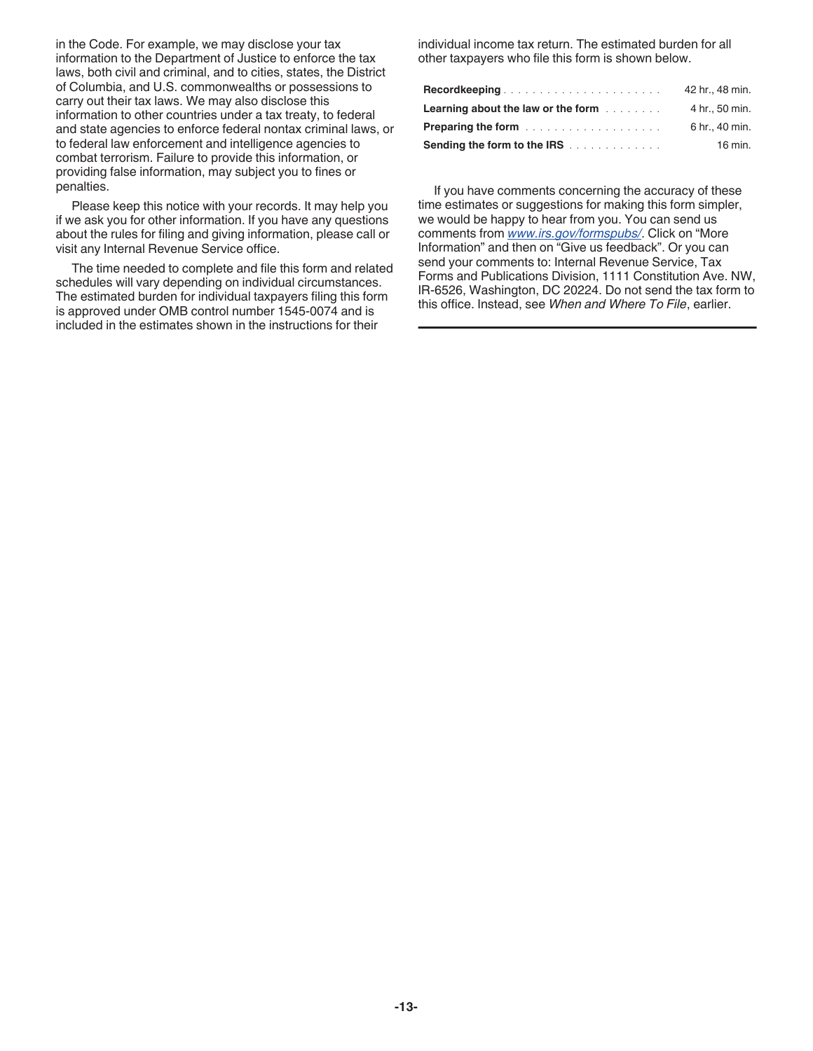in the Code. For example, we may disclose your tax information to the Department of Justice to enforce the tax laws, both civil and criminal, and to cities, states, the District of Columbia, and U.S. commonwealths or possessions to carry out their tax laws. We may also disclose this information to other countries under a tax treaty, to federal and state agencies to enforce federal nontax criminal laws, or to federal law enforcement and intelligence agencies to combat terrorism. Failure to provide this information, or providing false information, may subject you to fines or penalties.

Please keep this notice with your records. It may help you if we ask you for other information. If you have any questions about the rules for filing and giving information, please call or visit any Internal Revenue Service office.

The time needed to complete and file this form and related schedules will vary depending on individual circumstances. The estimated burden for individual taxpayers filing this form is approved under OMB control number 1545-0074 and is included in the estimates shown in the instructions for their individual income tax return. The estimated burden for all other taxpayers who file this form is shown below.

| | |
|---|---|
| **Recordkeeping** | 42 hr., 48 min. |
| **Learning about the law or the form** | 4 hr., 50 min. |
| **Preparing the form** | 6 hr., 40 min. |
| **Sending the form to the IRS** | 16 min. |

If you have comments concerning the accuracy of these time estimates or suggestions for making this form simpler, we would be happy to hear from you. You can send us comments from *www.irs.gov/formspubs/*. Click on "More Information" and then on "Give us feedback". Or you can send your comments to: Internal Revenue Service, Tax Forms and Publications Division, 1111 Constitution Ave. NW, IR-6526, Washington, DC 20224. Do not send the tax form to this office. Instead, see *When and Where To File*, earlier.